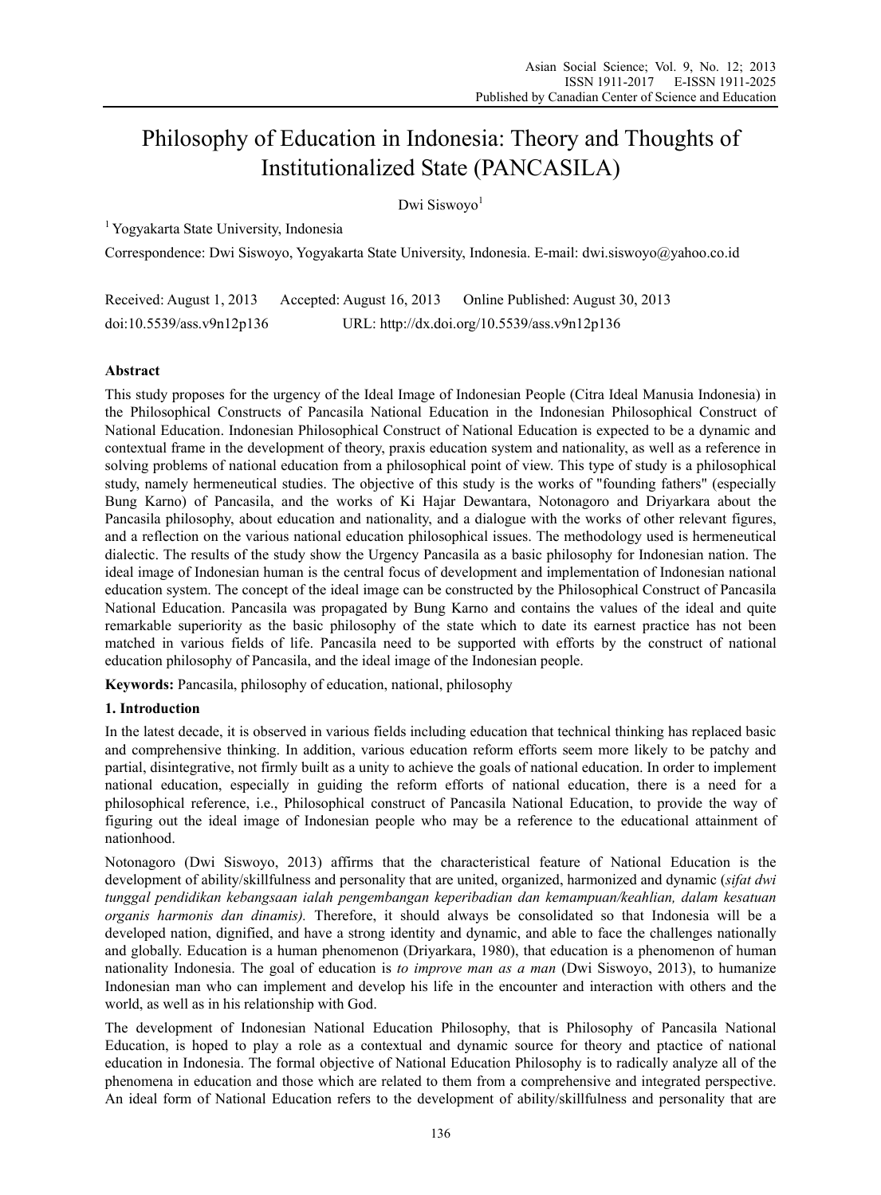# Philosophy of Education in Indonesia: Theory and Thoughts of Institutionalized State (PANCASILA)

Dwi Siswoyo[1]

[1] Yogyakarta State University, Indonesia

Correspondence: Dwi Siswoyo, Yogyakarta State University, Indonesia. E-mail: dwi.siswoyo@yahoo.co.id

Received: August 1, 2013 Accepted: August 16, 2013 Online Published: August 30, 2013

doi:10.5539/ass.v9n12p136 URL: http://dx.doi.org/10.5539/ass.v9n12p136

## Abstract

This study proposes for the urgency of the Ideal Image of Indonesian People (Citra Ideal Manusia Indonesia) in the Philosophical Constructs of Pancasila National Education in the Indonesian Philosophical Construct of National Education. Indonesian Philosophical Construct of National Education is expected to be a dynamic and contextual frame in the development of theory, praxis education system and nationality, as well as a reference in solving problems of national education from a philosophical point of view. This type of study is a philosophical study, namely hermeneutical studies. The objective of this study is the works of "founding fathers" (especially Bung Karno) of Pancasila, and the works of Ki Hajar Dewantara, Notonagoro and Driyarkara about the Pancasila philosophy, about education and nationality, and a dialogue with the works of other relevant figures, and a reflection on the various national education philosophical issues. The methodology used is hermeneutical dialectic. The results of the study show the Urgency Pancasila as a basic philosophy for Indonesian nation. The ideal image of Indonesian human is the central focus of development and implementation of Indonesian national education system. The concept of the ideal image can be constructed by the Philosophical Construct of Pancasila National Education. Pancasila was propagated by Bung Karno and contains the values of the ideal and quite remarkable superiority as the basic philosophy of the state which to date its earnest practice has not been matched in various fields of life. Pancasila need to be supported with efforts by the construct of national education philosophy of Pancasila, and the ideal image of the Indonesian people.

**Keywords:** Pancasila, philosophy of education, national, philosophy

## 1. Introduction

In the latest decade, it is observed in various fields including education that technical thinking has replaced basic and comprehensive thinking. In addition, various education reform efforts seem more likely to be patchy and partial, disintegrative, not firmly built as a unity to achieve the goals of national education. In order to implement national education, especially in guiding the reform efforts of national education, there is a need for a philosophical reference, i.e., Philosophical construct of Pancasila National Education, to provide the way of figuring out the ideal image of Indonesian people who may be a reference to the educational attainment of nationhood.

Notonagoro (Dwi Siswoyo, 2013) affirms that the characteristical feature of National Education is the development of ability/skillfulness and personality that are united, organized, harmonized and dynamic (*sifat dwi tunggal pendidikan kebangsaan ialah pengembangan keperibadian dan kemampuan/keahlian, dalam kesatuan organis harmonis dan dinamis).* Therefore, it should always be consolidated so that Indonesia will be a developed nation, dignified, and have a strong identity and dynamic, and able to face the challenges nationally and globally. Education is a human phenomenon (Driyarkara, 1980), that education is a phenomenon of human nationality Indonesia. The goal of education is *to improve man as a man* (Dwi Siswoyo, 2013), to humanize Indonesian man who can implement and develop his life in the encounter and interaction with others and the world, as well as in his relationship with God.

The development of Indonesian National Education Philosophy, that is Philosophy of Pancasila National Education, is hoped to play a role as a contextual and dynamic source for theory and ptactice of national education in Indonesia. The formal objective of National Education Philosophy is to radically analyze all of the phenomena in education and those which are related to them from a comprehensive and integrated perspective. An ideal form of National Education refers to the development of ability/skillfulness and personality that are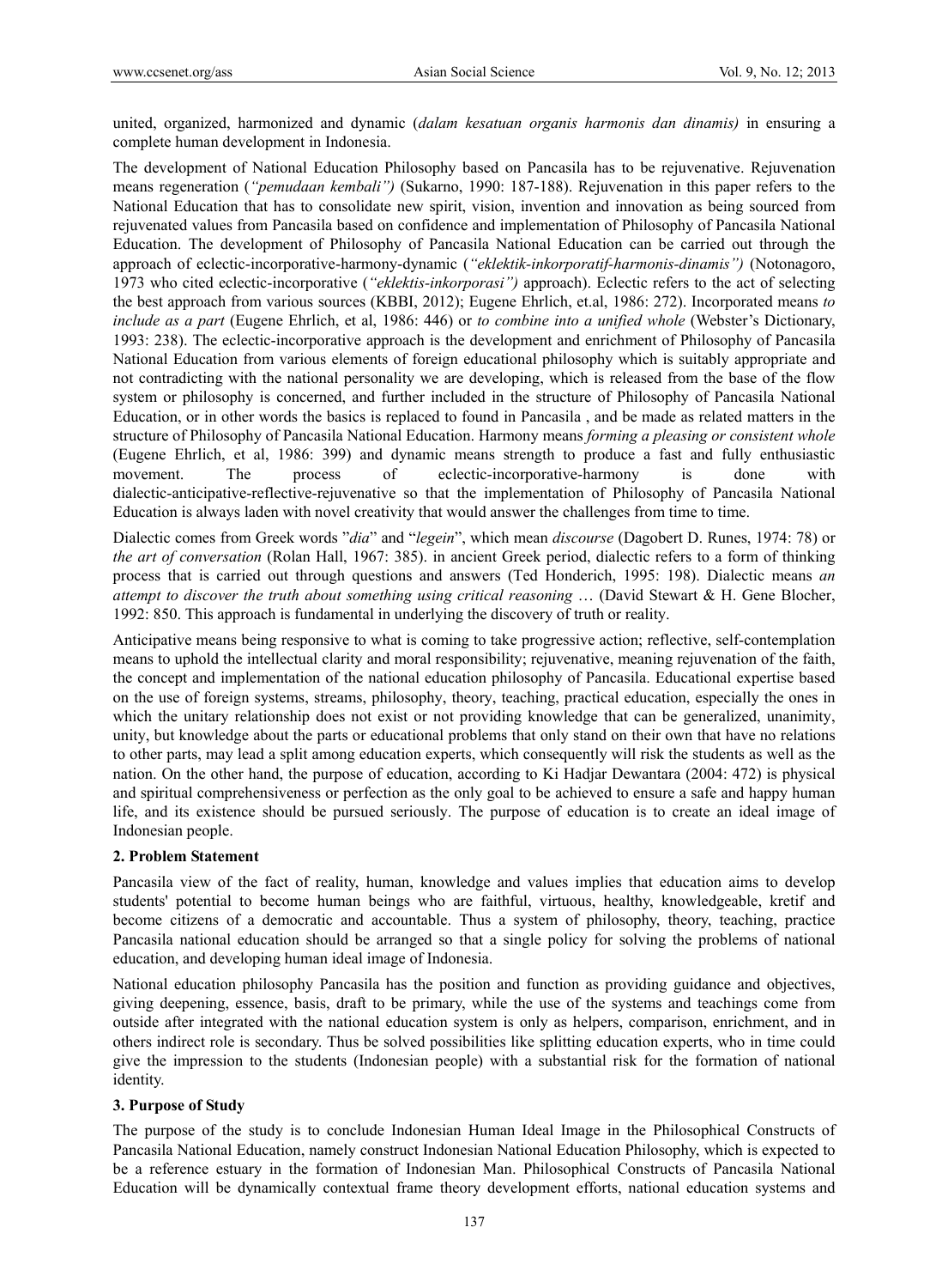united, organized, harmonized and dynamic (*dalam kesatuan organis harmonis dan dinamis)* in ensuring a complete human development in Indonesia.

The development of National Education Philosophy based on Pancasila has to be rejuvenative. Rejuvenation means regeneration (*"pemudaan kembali")* (Sukarno, 1990: 187-188). Rejuvenation in this paper refers to the National Education that has to consolidate new spirit, vision, invention and innovation as being sourced from rejuvenated values from Pancasila based on confidence and implementation of Philosophy of Pancasila National Education. The development of Philosophy of Pancasila National Education can be carried out through the approach of eclectic-incorporative-harmony-dynamic (*"eklektik-inkorporatif-harmonis-dinamis")* (Notonagoro, 1973 who cited eclectic-incorporative (*"eklektis-inkorporasi")* approach). Eclectic refers to the act of selecting the best approach from various sources (KBBI, 2012); Eugene Ehrlich, et.al, 1986: 272). Incorporated means *to include as a part* (Eugene Ehrlich, et al, 1986: 446) or *to combine into a unified whole* (Webster's Dictionary, 1993: 238). The eclectic-incorporative approach is the development and enrichment of Philosophy of Pancasila National Education from various elements of foreign educational philosophy which is suitably appropriate and not contradicting with the national personality we are developing, which is released from the base of the flow system or philosophy is concerned, and further included in the structure of Philosophy of Pancasila National Education, or in other words the basics is replaced to found in Pancasila , and be made as related matters in the structure of Philosophy of Pancasila National Education. Harmony means *forming a pleasing or consistent whole* (Eugene Ehrlich, et al, 1986: 399) and dynamic means strength to produce a fast and fully enthusiastic movement. The process of eclectic-incorporative-harmony is done with dialectic-anticipative-reflective-rejuvenative so that the implementation of Philosophy of Pancasila National Education is always laden with novel creativity that would answer the challenges from time to time.

Dialectic comes from Greek words "*dia*" and "*legein*", which mean *discourse* (Dagobert D. Runes, 1974: 78) or *the art of conversation* (Rolan Hall, 1967: 385). in ancient Greek period, dialectic refers to a form of thinking process that is carried out through questions and answers (Ted Honderich, 1995: 198). Dialectic means *an attempt to discover the truth about something using critical reasoning* … (David Stewart & H. Gene Blocher, 1992: 850. This approach is fundamental in underlying the discovery of truth or reality.

Anticipative means being responsive to what is coming to take progressive action; reflective, self-contemplation means to uphold the intellectual clarity and moral responsibility; rejuvenative, meaning rejuvenation of the faith, the concept and implementation of the national education philosophy of Pancasila. Educational expertise based on the use of foreign systems, streams, philosophy, theory, teaching, practical education, especially the ones in which the unitary relationship does not exist or not providing knowledge that can be generalized, unanimity, unity, but knowledge about the parts or educational problems that only stand on their own that have no relations to other parts, may lead a split among education experts, which consequently will risk the students as well as the nation. On the other hand, the purpose of education, according to Ki Hadjar Dewantara (2004: 472) is physical and spiritual comprehensiveness or perfection as the only goal to be achieved to ensure a safe and happy human life, and its existence should be pursued seriously. The purpose of education is to create an ideal image of Indonesian people.

## 2. Problem Statement

Pancasila view of the fact of reality, human, knowledge and values implies that education aims to develop students' potential to become human beings who are faithful, virtuous, healthy, knowledgeable, kretif and become citizens of a democratic and accountable. Thus a system of philosophy, theory, teaching, practice Pancasila national education should be arranged so that a single policy for solving the problems of national education, and developing human ideal image of Indonesia.

National education philosophy Pancasila has the position and function as providing guidance and objectives, giving deepening, essence, basis, draft to be primary, while the use of the systems and teachings come from outside after integrated with the national education system is only as helpers, comparison, enrichment, and in others indirect role is secondary. Thus be solved possibilities like splitting education experts, who in time could give the impression to the students (Indonesian people) with a substantial risk for the formation of national identity.

## 3. Purpose of Study

The purpose of the study is to conclude Indonesian Human Ideal Image in the Philosophical Constructs of Pancasila National Education, namely construct Indonesian National Education Philosophy, which is expected to be a reference estuary in the formation of Indonesian Man. Philosophical Constructs of Pancasila National Education will be dynamically contextual frame theory development efforts, national education systems and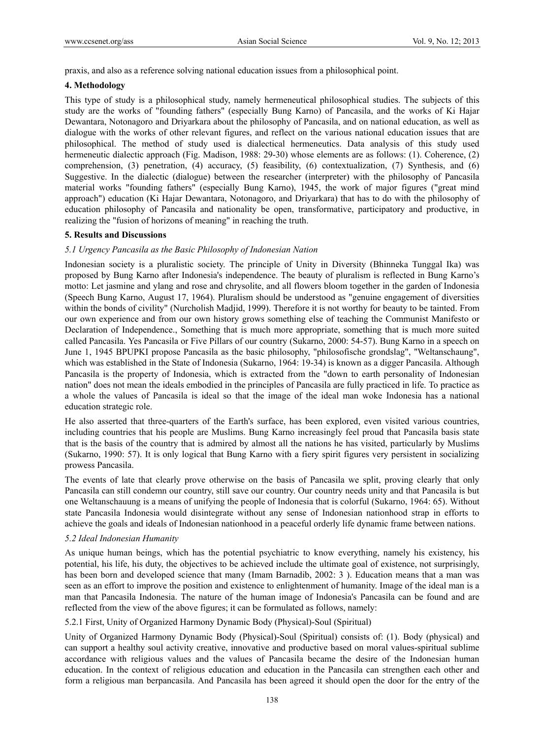praxis, and also as a reference solving national education issues from a philosophical point.

## 4. Methodology

This type of study is a philosophical study, namely hermeneutical philosophical studies. The subjects of this study are the works of "founding fathers" (especially Bung Karno) of Pancasila, and the works of Ki Hajar Dewantara, Notonagoro and Driyarkara about the philosophy of Pancasila, and on national education, as well as dialogue with the works of other relevant figures, and reflect on the various national education issues that are philosophical. The method of study used is dialectical hermeneutics. Data analysis of this study used hermeneutic dialectic approach (Fig. Madison, 1988: 29-30) whose elements are as follows: (1). Coherence, (2) comprehension, (3) penetration, (4) accuracy, (5) feasibility, (6) contextualization, (7) Synthesis, and (6) Suggestive. In the dialectic (dialogue) between the researcher (interpreter) with the philosophy of Pancasila material works "founding fathers" (especially Bung Karno), 1945, the work of major figures ("great mind approach") education (Ki Hajar Dewantara, Notonagoro, and Driyarkara) that has to do with the philosophy of education philosophy of Pancasila and nationality be open, transformative, participatory and productive, in realizing the "fusion of horizons of meaning" in reaching the truth.

## 5. Results and Discussions

### *5.1 Urgency Pancasila as the Basic Philosophy of Indonesian Nation*

Indonesian society is a pluralistic society. The principle of Unity in Diversity (Bhinneka Tunggal Ika) was proposed by Bung Karno after Indonesia's independence. The beauty of pluralism is reflected in Bung Karno's motto: Let jasmine and ylang and rose and chrysolite, and all flowers bloom together in the garden of Indonesia (Speech Bung Karno, August 17, 1964). Pluralism should be understood as "genuine engagement of diversities within the bonds of civility" (Nurcholish Madjid, 1999). Therefore it is not worthy for beauty to be tainted. From our own experience and from our own history grows something else of teaching the Communist Manifesto or Declaration of Independence., Something that is much more appropriate, something that is much more suited called Pancasila. Yes Pancasila or Five Pillars of our country (Sukarno, 2000: 54-57). Bung Karno in a speech on June 1, 1945 BPUPKI propose Pancasila as the basic philosophy, "philosofische grondslag", "Weltanschaung", which was established in the State of Indonesia (Sukarno, 1964: 19-34) is known as a digger Pancasila. Although Pancasila is the property of Indonesia, which is extracted from the "down to earth personality of Indonesian nation" does not mean the ideals embodied in the principles of Pancasila are fully practiced in life. To practice as a whole the values of Pancasila is ideal so that the image of the ideal man woke Indonesia has a national education strategic role.

He also asserted that three-quarters of the Earth's surface, has been explored, even visited various countries, including countries that his people are Muslims. Bung Karno increasingly feel proud that Pancasila basis state that is the basis of the country that is admired by almost all the nations he has visited, particularly by Muslims (Sukarno, 1990: 57). It is only logical that Bung Karno with a fiery spirit figures very persistent in socializing prowess Pancasila.

The events of late that clearly prove otherwise on the basis of Pancasila we split, proving clearly that only Pancasila can still condemn our country, still save our country. Our country needs unity and that Pancasila is but one Weltanschauung is a means of unifying the people of Indonesia that is colorful (Sukarno, 1964: 65). Without state Pancasila Indonesia would disintegrate without any sense of Indonesian nationhood strap in efforts to achieve the goals and ideals of Indonesian nationhood in a peaceful orderly life dynamic frame between nations.

### *5.2 Ideal Indonesian Humanity*

As unique human beings, which has the potential psychiatric to know everything, namely his existency, his potential, his life, his duty, the objectives to be achieved include the ultimate goal of existence, not surprisingly, has been born and developed science that many (Imam Barnadib, 2002: 3 ). Education means that a man was seen as an effort to improve the position and existence to enlightenment of humanity. Image of the ideal man is a man that Pancasila Indonesia. The nature of the human image of Indonesia's Pancasila can be found and are reflected from the view of the above figures; it can be formulated as follows, namely:

#### 5.2.1 First, Unity of Organized Harmony Dynamic Body (Physical)-Soul (Spiritual)

Unity of Organized Harmony Dynamic Body (Physical)-Soul (Spiritual) consists of: (1). Body (physical) and can support a healthy soul activity creative, innovative and productive based on moral values-spiritual sublime accordance with religious values and the values of Pancasila became the desire of the Indonesian human education. In the context of religious education and education in the Pancasila can strengthen each other and form a religious man berpancasila. And Pancasila has been agreed it should open the door for the entry of the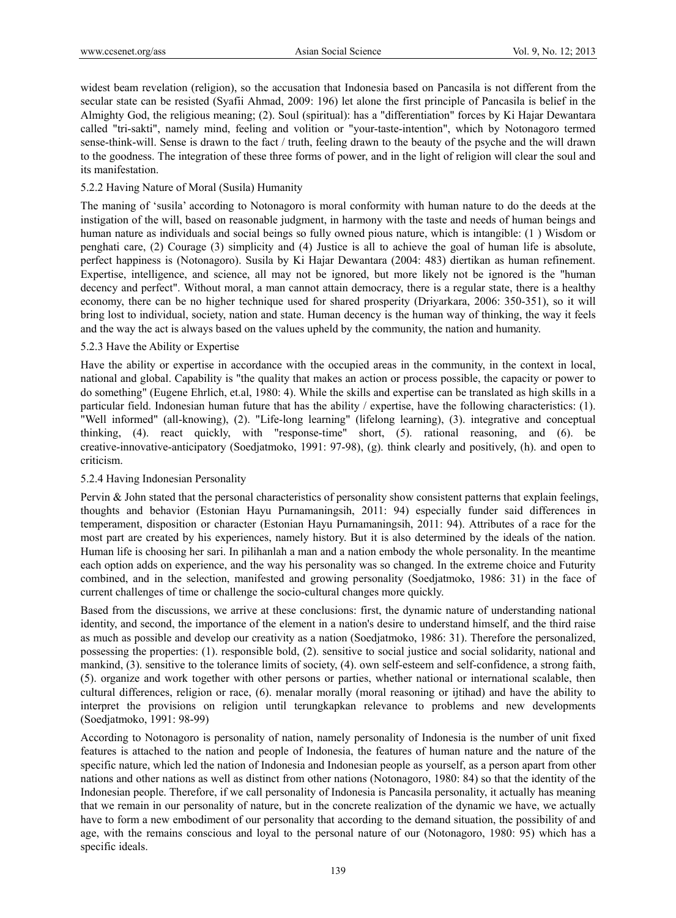widest beam revelation (religion), so the accusation that Indonesia based on Pancasila is not different from the secular state can be resisted (Syafii Ahmad, 2009: 196) let alone the first principle of Pancasila is belief in the Almighty God, the religious meaning; (2). Soul (spiritual): has a "differentiation" forces by Ki Hajar Dewantara called "tri-sakti", namely mind, feeling and volition or "your-taste-intention", which by Notonagoro termed sense-think-will. Sense is drawn to the fact / truth, feeling drawn to the beauty of the psyche and the will drawn to the goodness. The integration of these three forms of power, and in the light of religion will clear the soul and its manifestation.

#### 5.2.2 Having Nature of Moral (Susila) Humanity

The maning of 'susila' according to Notonagoro is moral conformity with human nature to do the deeds at the instigation of the will, based on reasonable judgment, in harmony with the taste and needs of human beings and human nature as individuals and social beings so fully owned pious nature, which is intangible: (1 ) Wisdom or penghati care, (2) Courage (3) simplicity and (4) Justice is all to achieve the goal of human life is absolute, perfect happiness is (Notonagoro). Susila by Ki Hajar Dewantara (2004: 483) diertikan as human refinement. Expertise, intelligence, and science, all may not be ignored, but more likely not be ignored is the "human decency and perfect". Without moral, a man cannot attain democracy, there is a regular state, there is a healthy economy, there can be no higher technique used for shared prosperity (Driyarkara, 2006: 350-351), so it will bring lost to individual, society, nation and state. Human decency is the human way of thinking, the way it feels and the way the act is always based on the values upheld by the community, the nation and humanity.

#### 5.2.3 Have the Ability or Expertise

Have the ability or expertise in accordance with the occupied areas in the community, in the context in local, national and global. Capability is "the quality that makes an action or process possible, the capacity or power to do something" (Eugene Ehrlich, et.al, 1980: 4). While the skills and expertise can be translated as high skills in a particular field. Indonesian human future that has the ability / expertise, have the following characteristics: (1). "Well informed" (all-knowing), (2). "Life-long learning" (lifelong learning), (3). integrative and conceptual thinking, (4). react quickly, with "response-time" short, (5). rational reasoning, and (6). be creative-innovative-anticipatory (Soedjatmoko, 1991: 97-98), (g). think clearly and positively, (h). and open to criticism.

#### 5.2.4 Having Indonesian Personality

Pervin & John stated that the personal characteristics of personality show consistent patterns that explain feelings, thoughts and behavior (Estonian Hayu Purnamaningsih, 2011: 94) especially funder said differences in temperament, disposition or character (Estonian Hayu Purnamaningsih, 2011: 94). Attributes of a race for the most part are created by his experiences, namely history. But it is also determined by the ideals of the nation. Human life is choosing her sari. In pilihanlah a man and a nation embody the whole personality. In the meantime each option adds on experience, and the way his personality was so changed. In the extreme choice and Futurity combined, and in the selection, manifested and growing personality (Soedjatmoko, 1986: 31) in the face of current challenges of time or challenge the socio-cultural changes more quickly.

Based from the discussions, we arrive at these conclusions: first, the dynamic nature of understanding national identity, and second, the importance of the element in a nation's desire to understand himself, and the third raise as much as possible and develop our creativity as a nation (Soedjatmoko, 1986: 31). Therefore the personalized, possessing the properties: (1). responsible bold, (2). sensitive to social justice and social solidarity, national and mankind, (3). sensitive to the tolerance limits of society, (4). own self-esteem and self-confidence, a strong faith, (5). organize and work together with other persons or parties, whether national or international scalable, then cultural differences, religion or race, (6). menalar morally (moral reasoning or ijtihad) and have the ability to interpret the provisions on religion until terungkapkan relevance to problems and new developments (Soedjatmoko, 1991: 98-99)

According to Notonagoro is personality of nation, namely personality of Indonesia is the number of unit fixed features is attached to the nation and people of Indonesia, the features of human nature and the nature of the specific nature, which led the nation of Indonesia and Indonesian people as yourself, as a person apart from other nations and other nations as well as distinct from other nations (Notonagoro, 1980: 84) so that the identity of the Indonesian people. Therefore, if we call personality of Indonesia is Pancasila personality, it actually has meaning that we remain in our personality of nature, but in the concrete realization of the dynamic we have, we actually have to form a new embodiment of our personality that according to the demand situation, the possibility of and age, with the remains conscious and loyal to the personal nature of our (Notonagoro, 1980: 95) which has a specific ideals.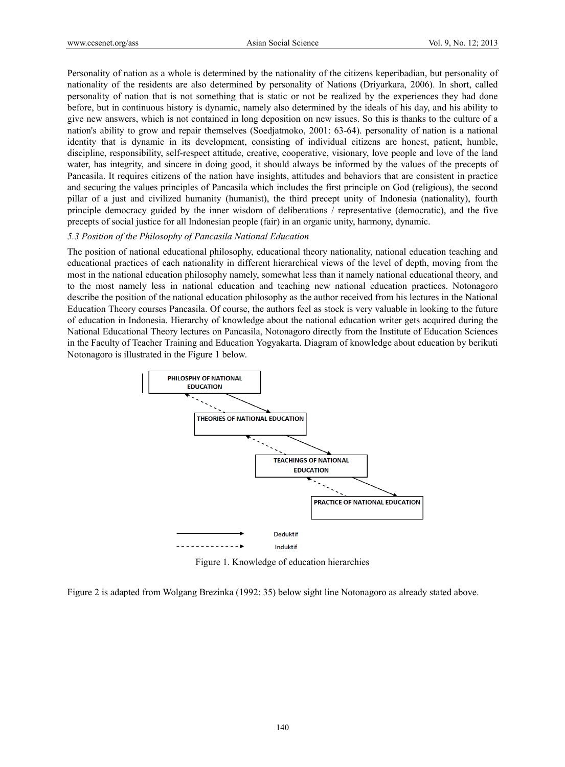Personality of nation as a whole is determined by the nationality of the citizens keperibadian, but personality of nationality of the residents are also determined by personality of Nations (Driyarkara, 2006). In short, called personality of nation that is not something that is static or not be realized by the experiences they had done before, but in continuous history is dynamic, namely also determined by the ideals of his day, and his ability to give new answers, which is not contained in long deposition on new issues. So this is thanks to the culture of a nation's ability to grow and repair themselves (Soedjatmoko, 2001: 63-64). personality of nation is a national identity that is dynamic in its development, consisting of individual citizens are honest, patient, humble, discipline, responsibility, self-respect attitude, creative, cooperative, visionary, love people and love of the land water, has integrity, and sincere in doing good, it should always be informed by the values of the precepts of Pancasila. It requires citizens of the nation have insights, attitudes and behaviors that are consistent in practice and securing the values principles of Pancasila which includes the first principle on God (religious), the second pillar of a just and civilized humanity (humanist), the third precept unity of Indonesia (nationality), fourth principle democracy guided by the inner wisdom of deliberations / representative (democratic), and the five precepts of social justice for all Indonesian people (fair) in an organic unity, harmony, dynamic.

### 5.3 Position of the Philosophy of Pancasila National Education

The position of national educational philosophy, educational theory nationality, national education teaching and educational practices of each nationality in different hierarchical views of the level of depth, moving from the most in the national education philosophy namely, somewhat less than it namely national educational theory, and to the most namely less in national education and teaching new national education practices. Notonagoro describe the position of the national education philosophy as the author received from his lectures in the National Education Theory courses Pancasila. Of course, the authors feel as stock is very valuable in looking to the future of education in Indonesia. Hierarchy of knowledge about the national education writer gets acquired during the National Educational Theory lectures on Pancasila, Notonagoro directly from the Institute of Education Sciences in the Faculty of Teacher Training and Education Yogyakarta. Diagram of knowledge about education by berikuti Notonagoro is illustrated in the Figure 1 below.

PHILOSPHY OF NATIONAL EDUCATION

THEORIES OF NATIONAL EDUCATION

TEACHINGS OF NATIONAL EDUCATION

PRACTICE OF NATIONAL EDUCATION

Deduktif

Induktif

Figure 1. Knowledge of education hierarchies

Figure 2 is adapted from Wolgang Brezinka (1992: 35) below sight line Notonagoro as already stated above.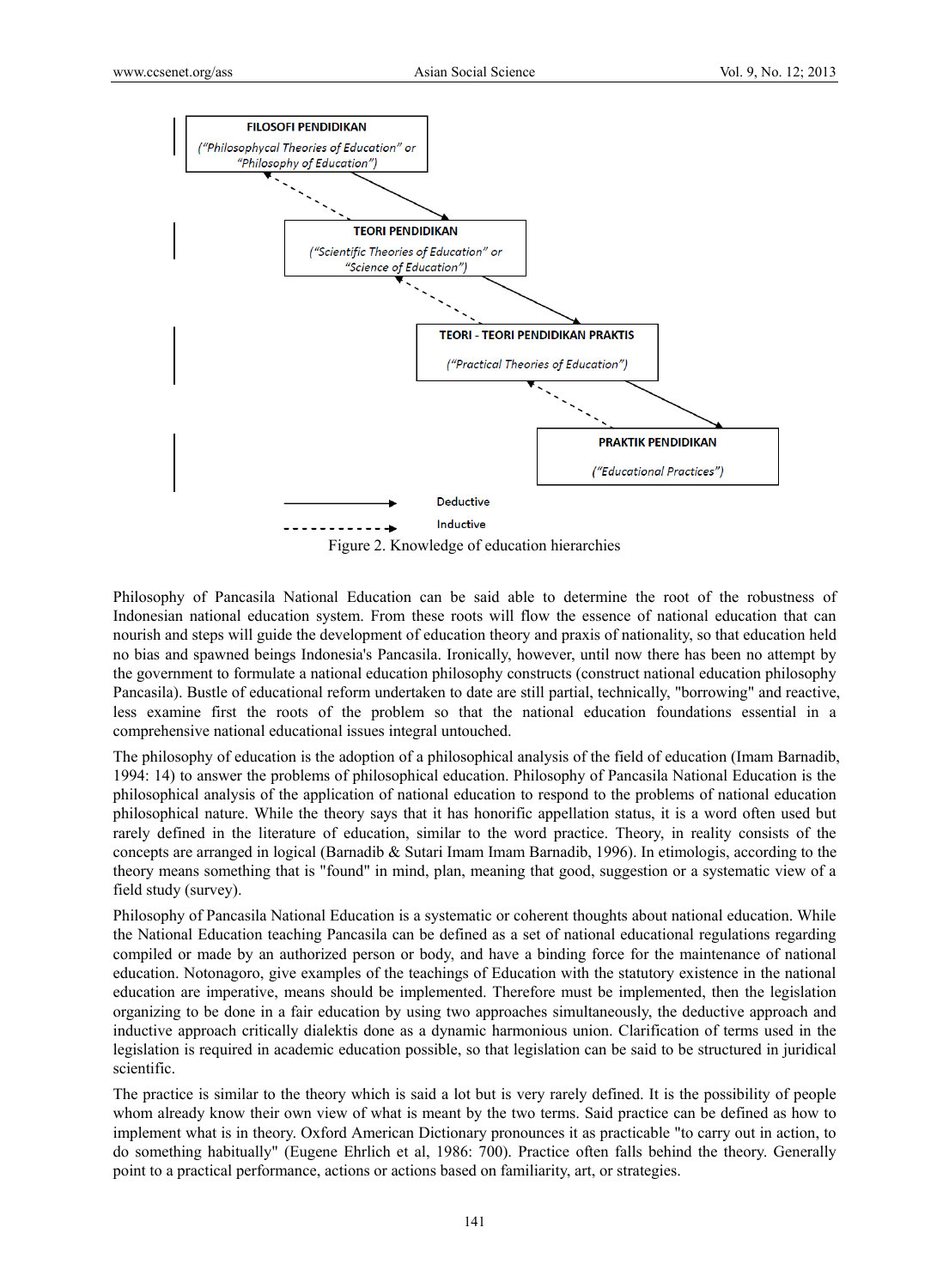FILOSOFI PENDIDIKAN
("Philosophycal Theories of Education" or "Philosophy of Education")

TEORI PENDIDIKAN
("Scientific Theories of Education" or "Science of Education")

TEORI - TEORI PENDIDIKAN PRAKTIS
("Practical Theories of Education")

PRAKTIK PENDIDIKAN
("Educational Practices")

Deductive

Inductive

Figure 2. Knowledge of education hierarchies

Philosophy of Pancasila National Education can be said able to determine the root of the robustness of Indonesian national education system. From these roots will flow the essence of national education that can nourish and steps will guide the development of education theory and praxis of nationality, so that education held no bias and spawned beings Indonesia's Pancasila. Ironically, however, until now there has been no attempt by the government to formulate a national education philosophy constructs (construct national education philosophy Pancasila). Bustle of educational reform undertaken to date are still partial, technically, "borrowing" and reactive, less examine first the roots of the problem so that the national education foundations essential in a comprehensive national educational issues integral untouched.

The philosophy of education is the adoption of a philosophical analysis of the field of education (Imam Barnadib, 1994: 14) to answer the problems of philosophical education. Philosophy of Pancasila National Education is the philosophical analysis of the application of national education to respond to the problems of national education philosophical nature. While the theory says that it has honorific appellation status, it is a word often used but rarely defined in the literature of education, similar to the word practice. Theory, in reality consists of the concepts are arranged in logical (Barnadib & Sutari Imam Imam Barnadib, 1996). In etimologis, according to the theory means something that is "found" in mind, plan, meaning that good, suggestion or a systematic view of a field study (survey).

Philosophy of Pancasila National Education is a systematic or coherent thoughts about national education. While the National Education teaching Pancasila can be defined as a set of national educational regulations regarding compiled or made by an authorized person or body, and have a binding force for the maintenance of national education. Notonagoro, give examples of the teachings of Education with the statutory existence in the national education are imperative, means should be implemented. Therefore must be implemented, then the legislation organizing to be done in a fair education by using two approaches simultaneously, the deductive approach and inductive approach critically dialektis done as a dynamic harmonious union. Clarification of terms used in the legislation is required in academic education possible, so that legislation can be said to be structured in juridical scientific.

The practice is similar to the theory which is said a lot but is very rarely defined. It is the possibility of people whom already know their own view of what is meant by the two terms. Said practice can be defined as how to implement what is in theory. Oxford American Dictionary pronounces it as practicable "to carry out in action, to do something habitually" (Eugene Ehrlich et al, 1986: 700). Practice often falls behind the theory. Generally point to a practical performance, actions or actions based on familiarity, art, or strategies.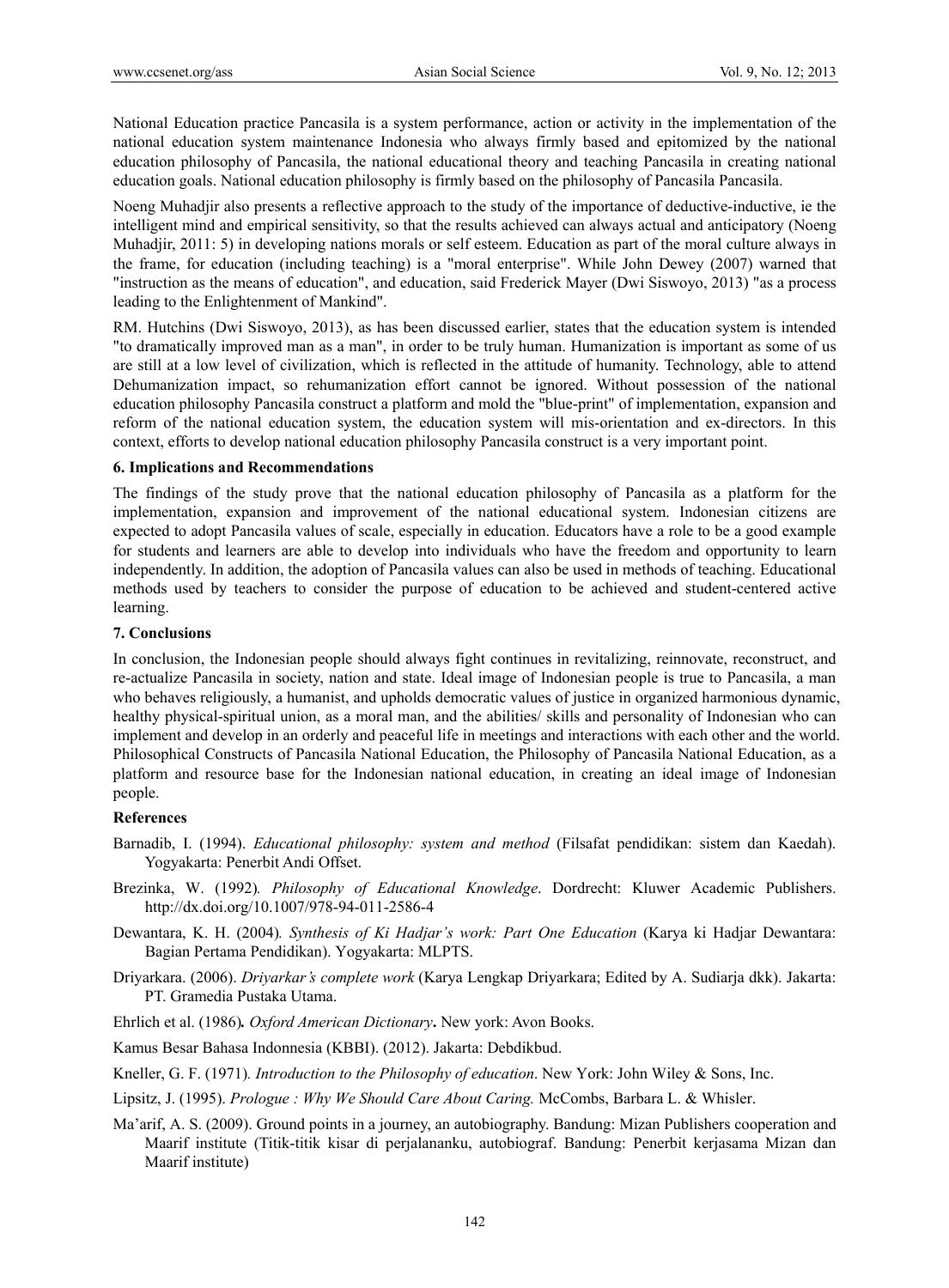National Education practice Pancasila is a system performance, action or activity in the implementation of the national education system maintenance Indonesia who always firmly based and epitomized by the national education philosophy of Pancasila, the national educational theory and teaching Pancasila in creating national education goals. National education philosophy is firmly based on the philosophy of Pancasila Pancasila.

Noeng Muhadjir also presents a reflective approach to the study of the importance of deductive-inductive, ie the intelligent mind and empirical sensitivity, so that the results achieved can always actual and anticipatory (Noeng Muhadjir, 2011: 5) in developing nations morals or self esteem. Education as part of the moral culture always in the frame, for education (including teaching) is a "moral enterprise". While John Dewey (2007) warned that "instruction as the means of education", and education, said Frederick Mayer (Dwi Siswoyo, 2013) "as a process leading to the Enlightenment of Mankind".

RM. Hutchins (Dwi Siswoyo, 2013), as has been discussed earlier, states that the education system is intended "to dramatically improved man as a man", in order to be truly human. Humanization is important as some of us are still at a low level of civilization, which is reflected in the attitude of humanity. Technology, able to attend Dehumanization impact, so rehumanization effort cannot be ignored. Without possession of the national education philosophy Pancasila construct a platform and mold the "blue-print" of implementation, expansion and reform of the national education system, the education system will mis-orientation and ex-directors. In this context, efforts to develop national education philosophy Pancasila construct is a very important point.

## 6. Implications and Recommendations

The findings of the study prove that the national education philosophy of Pancasila as a platform for the implementation, expansion and improvement of the national educational system. Indonesian citizens are expected to adopt Pancasila values of scale, especially in education. Educators have a role to be a good example for students and learners are able to develop into individuals who have the freedom and opportunity to learn independently. In addition, the adoption of Pancasila values can also be used in methods of teaching. Educational methods used by teachers to consider the purpose of education to be achieved and student-centered active learning.

## 7. Conclusions

In conclusion, the Indonesian people should always fight continues in revitalizing, reinnovate, reconstruct, and re-actualize Pancasila in society, nation and state. Ideal image of Indonesian people is true to Pancasila, a man who behaves religiously, a humanist, and upholds democratic values of justice in organized harmonious dynamic, healthy physical-spiritual union, as a moral man, and the abilities/ skills and personality of Indonesian who can implement and develop in an orderly and peaceful life in meetings and interactions with each other and the world. Philosophical Constructs of Pancasila National Education, the Philosophy of Pancasila National Education, as a platform and resource base for the Indonesian national education, in creating an ideal image of Indonesian people.

## References

Barnadib, I. (1994). *Educational philosophy: system and method* (Filsafat pendidikan: sistem dan Kaedah). Yogyakarta: Penerbit Andi Offset.

Brezinka, W. (1992). *Philosophy of Educational Knowledge*. Dordrecht: Kluwer Academic Publishers. http://dx.doi.org/10.1007/978-94-011-2586-4

Dewantara, K. H. (2004). *Synthesis of Ki Hadjar's work: Part One Education* (Karya ki Hadjar Dewantara: Bagian Pertama Pendidikan). Yogyakarta: MLPTS.

Driyarkara. (2006). *Driyarkar's complete work* (Karya Lengkap Driyarkara; Edited by A. Sudiarja dkk). Jakarta: PT. Gramedia Pustaka Utama.

Ehrlich et al. (1986). *Oxford American Dictionary*. New york: Avon Books.

Kamus Besar Bahasa Indonnesia (KBBI). (2012). Jakarta: Debdikbud.

Kneller, G. F. (1971). *Introduction to the Philosophy of education*. New York: John Wiley & Sons, Inc.

Lipsitz, J. (1995). *Prologue : Why We Should Care About Caring.* McCombs, Barbara L. & Whisler.

Ma'arif, A. S. (2009). Ground points in a journey, an autobiography. Bandung: Mizan Publishers cooperation and Maarif institute (Titik-titik kisar di perjalananku, autobiograf. Bandung: Penerbit kerjasama Mizan dan Maarif institute)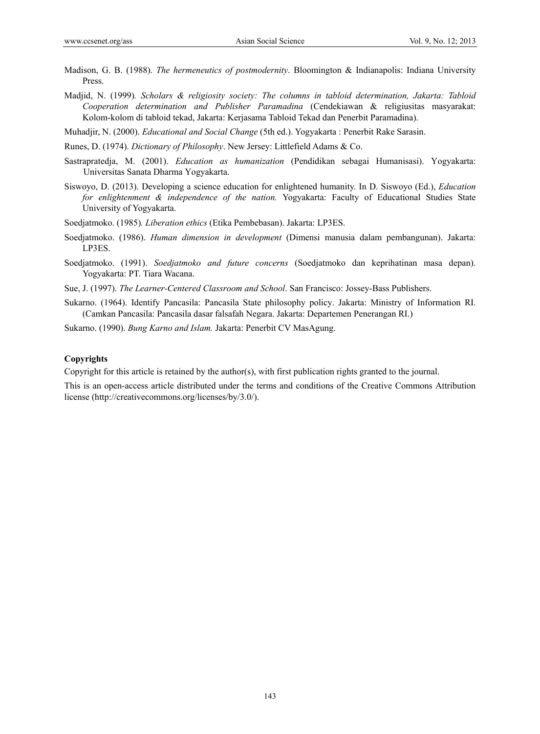Madison, G. B. (1988). *The hermeneutics of postmodernity*. Bloomington & Indianapolis: Indiana University Press.

Madjid, N. (1999). *Scholars & religiosity society: The columns in tabloid determination, Jakarta: Tabloid Cooperation determination and Publisher Paramadina* (Cendekiawan & religiusitas masyarakat: Kolom-kolom di tabloid tekad, Jakarta: Kerjasama Tabloid Tekad dan Penerbit Paramadina).

Muhadjir, N. (2000). *Educational and Social Change* (5th ed.). Yogyakarta : Penerbit Rake Sarasin.

Runes, D. (1974). *Dictionary of Philosophy*. New Jersey: Littlefield Adams & Co.

Sastrapratedja, M. (2001). *Education as humanization* (Pendidikan sebagai Humanisasi). Yogyakarta: Universitas Sanata Dharma Yogyakarta.

Siswoyo, D. (2013). Developing a science education for enlightened humanity. In D. Siswoyo (Ed.), *Education for enlightenment & independence of the nation.* Yogyakarta: Faculty of Educational Studies State University of Yogyakarta.

Soedjatmoko. (1985). *Liberation ethics* (Etika Pembebasan). Jakarta: LP3ES.

Soedjatmoko. (1986). *Human dimension in development* (Dimensi manusia dalam pembangunan). Jakarta: LP3ES.

Soedjatmoko. (1991). *Soedjatmoko and future concerns* (Soedjatmoko dan keprihatinan masa depan). Yogyakarta: PT. Tiara Wacana.

Sue, J. (1997). *The Learner-Centered Classroom and School*. San Francisco: Jossey-Bass Publishers.

Sukarno. (1964). Identify Pancasila: Pancasila State philosophy policy. Jakarta: Ministry of Information RI. (Camkan Pancasila: Pancasila dasar falsafah Negara. Jakarta: Departemen Penerangan RI.)

Sukarno. (1990). *Bung Karno and Islam.* Jakarta: Penerbit CV MasAgung.

**Copyrights**

Copyright for this article is retained by the author(s), with first publication rights granted to the journal.

This is an open-access article distributed under the terms and conditions of the Creative Commons Attribution license (http://creativecommons.org/licenses/by/3.0/).